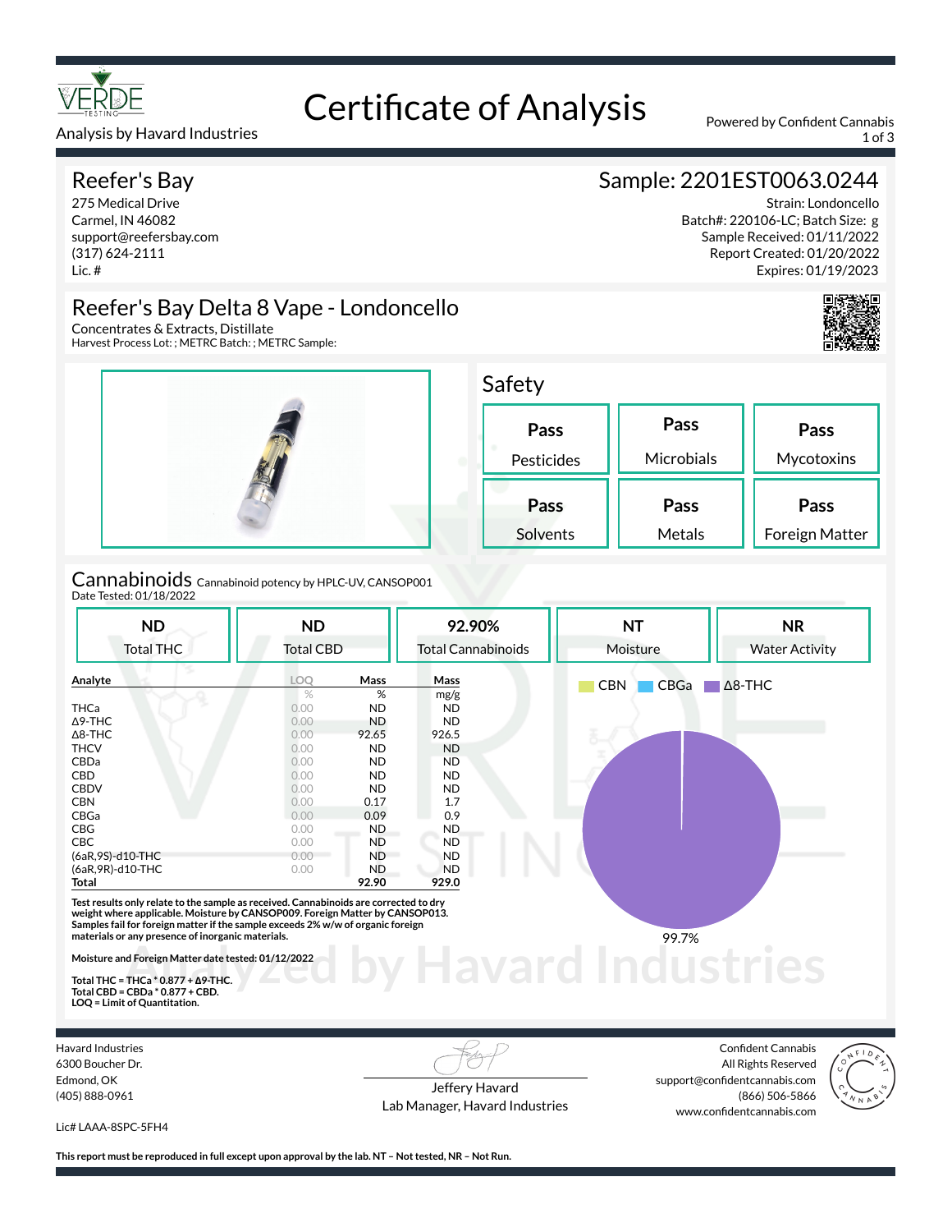# Certificate of Analysis

Analysis by Havard Industries

Powered by Confident Cannabis

## Reefer's Bay

275 Medical Drive
Carmel, IN 46082
support@reefersbay.com
(317) 624-2111
Lic. #

## Sample: 2201EST0063.0244

Strain: Londoncello
Batch#: 220106-LC; Batch Size: g
Sample Received: 01/11/2022
Report Created: 01/20/2022
Expires: 01/19/2023

## Reefer's Bay Delta 8 Vape - Londoncello

Concentrates & Extracts, Distillate
Harvest Process Lot: ; METRC Batch: ; METRC Sample:

## Safety

| Pass | Pass | Pass |
|---|---|---|
| Pesticides | Microbials | Mycotoxins |
| **Pass** | **Pass** | **Pass** |
| Solvents | Metals | Foreign Matter |

## Cannabinoids

Cannabinoid potency by HPLC-UV, CANSOP001
Date Tested: 01/18/2022

| ND | ND | 92.90% | NT | NR |
|---|---|---|---|---|
| Total THC | Total CBD | Total Cannabinoids | Moisture | Water Activity |

| Analyte | LOQ | Mass | Mass |
|---|---|---|---|
| | % | % | mg/g |
| THCa | 0.00 | ND | ND |
| Δ9-THC | 0.00 | ND | ND |
| Δ8-THC | 0.00 | 92.65 | 926.5 |
| THCV | 0.00 | ND | ND |
| CBDa | 0.00 | ND | ND |
| CBD | 0.00 | ND | ND |
| CBDV | 0.00 | ND | ND |
| CBN | 0.00 | 0.17 | 1.7 |
| CBGa | 0.00 | 0.09 | 0.9 |
| CBG | 0.00 | ND | ND |
| CBC | 0.00 | ND | ND |
| (6aR,9S)-d10-THC | 0.00 | ND | ND |
| (6aR,9R)-d10-THC | 0.00 | ND | ND |
| **Total** | | **92.90** | **929.0** |

CBN | CBGa | Δ8-THC

99.7%

**Test results only relate to the sample as received. Cannabinoids are corrected to dry weight where applicable. Moisture by CANSOP009. Foreign Matter by CANSOP013. Samples fail for foreign matter if the sample exceeds 2% w/w of organic foreign materials or any presence of inorganic materials.**

**Moisture and Foreign Matter date tested: 01/12/2022**

**Total THC = THCa * 0.877 + Δ9-THC.**
**Total CBD = CBDa * 0.877 + CBD.**
**LOQ = Limit of Quantitation.**

Havard Industries
6300 Boucher Dr.
Edmond, OK
(405) 888-0961

Lic# LAAA-8SPC-5FH4

Jeffery Havard
Lab Manager, Havard Industries

Confident Cannabis
All Rights Reserved
support@confidentcannabis.com
(866) 506-5866
www.confidentcannabis.com

**This report must be reproduced in full except upon approval by the lab. NT – Not tested, NR – Not Run.**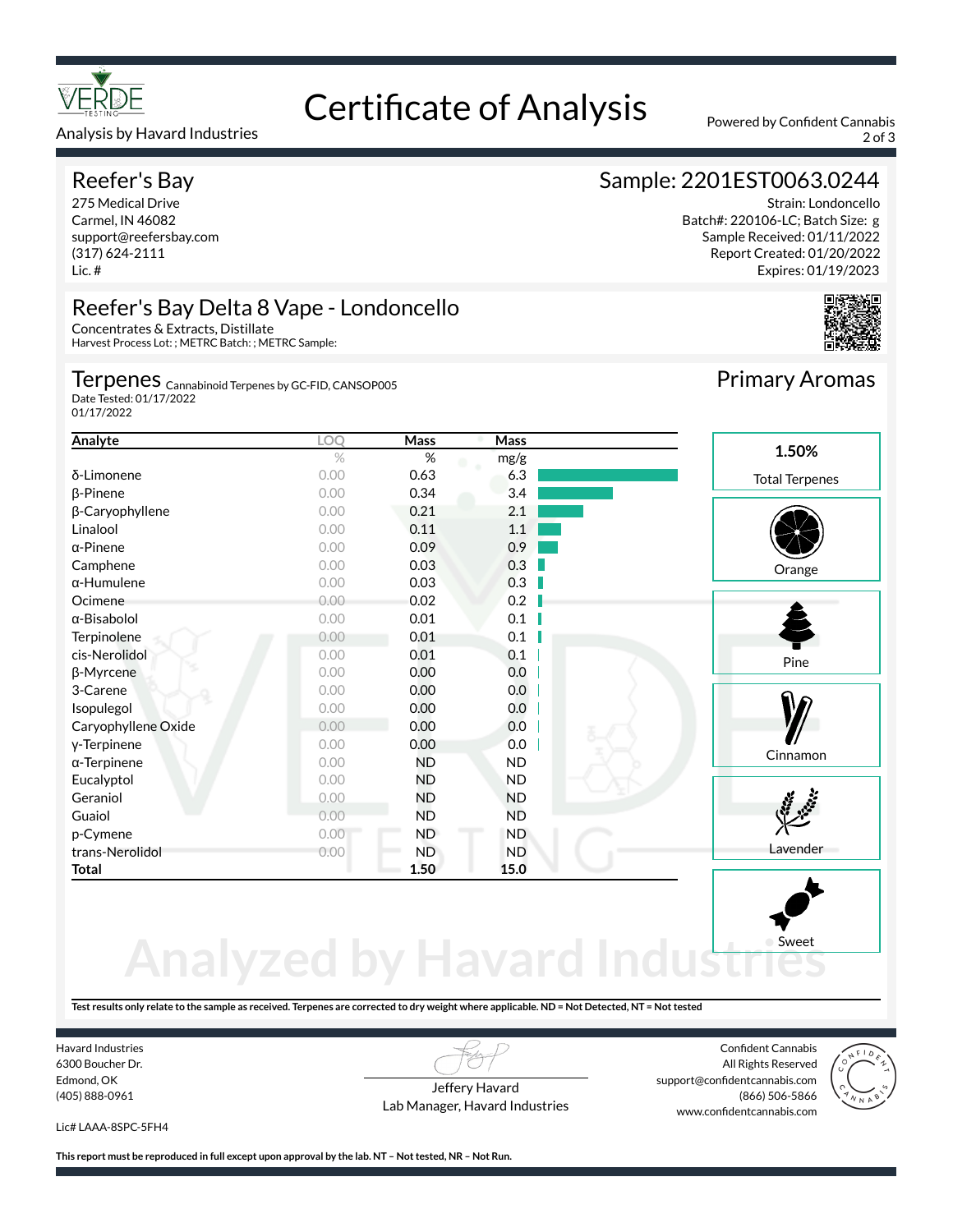# Certificate of Analysis

Analysis by Havard Industries

Powered by Confident Cannabis

## Reefer's Bay

275 Medical Drive
Carmel, IN 46082
support@reefersbay.com
(317) 624-2111
Lic. #

## Sample: 2201EST0063.0244

Strain: Londoncello
Batch#: 220106-LC; Batch Size: g
Sample Received: 01/11/2022
Report Created: 01/20/2022
Expires: 01/19/2023

## Reefer's Bay Delta 8 Vape - Londoncello

Concentrates & Extracts, Distillate
Harvest Process Lot: ; METRC Batch: ; METRC Sample:

## Terpenes

Cannabinoid Terpenes by GC-FID, CANSOP005
Date Tested: 01/17/2022
01/17/2022

| Analyte | LOQ | Mass | Mass |
|---|---|---|---|
| | % | % | mg/g |
| δ-Limonene | 0.00 | 0.63 | 6.3 |
| β-Pinene | 0.00 | 0.34 | 3.4 |
| β-Caryophyllene | 0.00 | 0.21 | 2.1 |
| Linalool | 0.00 | 0.11 | 1.1 |
| α-Pinene | 0.00 | 0.09 | 0.9 |
| Camphene | 0.00 | 0.03 | 0.3 |
| α-Humulene | 0.00 | 0.03 | 0.3 |
| Ocimene | 0.00 | 0.02 | 0.2 |
| α-Bisabolol | 0.00 | 0.01 | 0.1 |
| Terpinolene | 0.00 | 0.01 | 0.1 |
| cis-Nerolidol | 0.00 | 0.01 | 0.1 |
| β-Myrcene | 0.00 | 0.00 | 0.0 |
| 3-Carene | 0.00 | 0.00 | 0.0 |
| Isopulegol | 0.00 | 0.00 | 0.0 |
| Caryophyllene Oxide | 0.00 | 0.00 | 0.0 |
| γ-Terpinene | 0.00 | 0.00 | 0.0 |
| α-Terpinene | 0.00 | ND | ND |
| Eucalyptol | 0.00 | ND | ND |
| Geraniol | 0.00 | ND | ND |
| Guaiol | 0.00 | ND | ND |
| p-Cymene | 0.00 | ND | ND |
| trans-Nerolidol | 0.00 | ND | ND |
| **Total** | | **1.50** | **15.0** |

## Primary Aromas

**1.50%**
Total Terpenes

- Orange
- Pine
- Cinnamon
- Lavender
- Sweet

Analyzed by Havard Industries

**Test results only relate to the sample as received. Terpenes are corrected to dry weight where applicable. ND = Not Detected, NT = Not tested**

Havard Industries
6300 Boucher Dr.
Edmond, OK
(405) 888-0961

Lic# LAAA-8SPC-5FH4

Jeffery Havard
Lab Manager, Havard Industries

Confident Cannabis
All Rights Reserved
support@confidentcannabis.com
(866) 506-5866
www.confidentcannabis.com

**This report must be reproduced in full except upon approval by the lab. NT – Not tested, NR – Not Run.**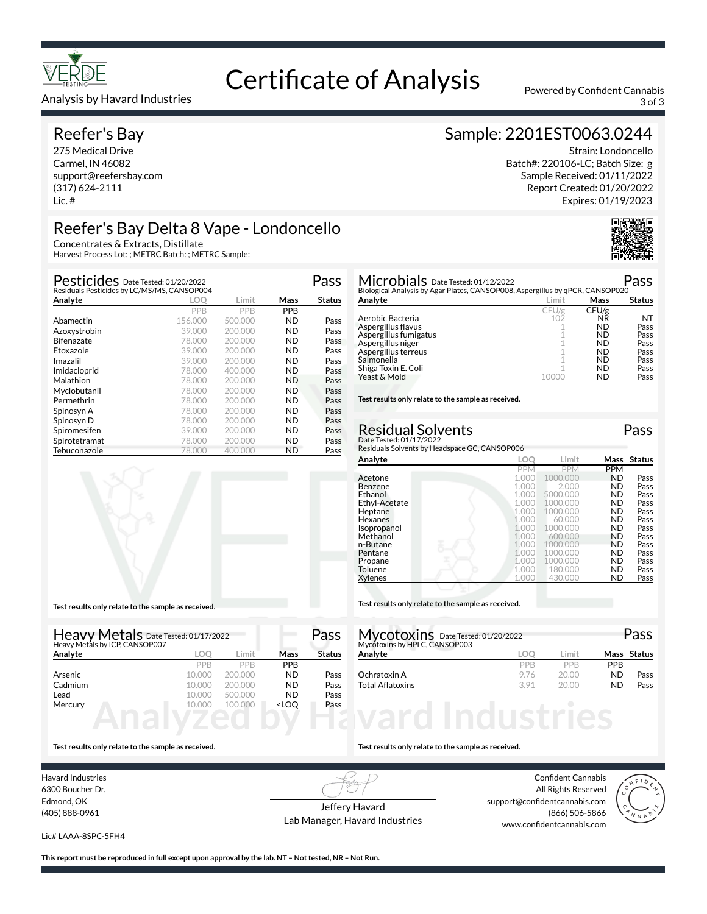# Certificate of Analysis

Analysis by Havard Industries

Powered by Confident Cannabis

## Reefer's Bay

275 Medical Drive
Carmel, IN 46082
support@reefersbay.com
(317) 624-2111
Lic. #

## Sample: 2201EST0063.0244

Strain: Londoncello
Batch#: 220106-LC; Batch Size: g
Sample Received: 01/11/2022
Report Created: 01/20/2022
Expires: 01/19/2023

## Reefer's Bay Delta 8 Vape - Londoncello

Concentrates & Extracts, Distillate
Harvest Process Lot: ; METRC Batch: ; METRC Sample:

### Pesticides — Pass

Date Tested: 01/20/2022
Residuals Pesticides by LC/MS/MS, CANSOP004

| Analyte | LOQ | Limit | Mass | Status |
|---|---|---|---|---|
| | PPB | PPB | PPB | |
| Abamectin | 156.000 | 500.000 | ND | Pass |
| Azoxystrobin | 39.000 | 200.000 | ND | Pass |
| Bifenazate | 78.000 | 200.000 | ND | Pass |
| Etoxazole | 39.000 | 200.000 | ND | Pass |
| Imazalil | 39.000 | 200.000 | ND | Pass |
| Imidacloprid | 78.000 | 400.000 | ND | Pass |
| Malathion | 78.000 | 200.000 | ND | Pass |
| Myclobutanil | 78.000 | 200.000 | ND | Pass |
| Permethrin | 78.000 | 200.000 | ND | Pass |
| Spinosyn A | 78.000 | 200.000 | ND | Pass |
| Spinosyn D | 78.000 | 200.000 | ND | Pass |
| Spiromesifen | 39.000 | 200.000 | ND | Pass |
| Spirotetramat | 78.000 | 200.000 | ND | Pass |
| Tebuconazole | 78.000 | 400.000 | ND | Pass |

**Test results only relate to the sample as received.**

### Microbials — Pass

Date Tested: 01/12/2022
Biological Analysis by Agar Plates, CANSOP008, Aspergillus by qPCR, CANSOP020

| Analyte | Limit | Mass | Status |
|---|---|---|---|
| | CFU/g | CFU/g | |
| Aerobic Bacteria | 102 | NR | NT |
| Aspergillus flavus | 1 | ND | Pass |
| Aspergillus fumigatus | 1 | ND | Pass |
| Aspergillus niger | 1 | ND | Pass |
| Aspergillus terreus | 1 | ND | Pass |
| Salmonella | 1 | ND | Pass |
| Shiga Toxin E. Coli | 1 | ND | Pass |
| Yeast & Mold | 10000 | ND | Pass |

**Test results only relate to the sample as received.**

### Residual Solvents — Pass

Date Tested: 01/17/2022
Residuals Solvents by Headspace GC, CANSOP006

| Analyte | LOQ | Limit | Mass | Status |
|---|---|---|---|---|
| | PPM | PPM | PPM | |
| Acetone | 1.000 | 1000.000 | ND | Pass |
| Benzene | 1.000 | 2.000 | ND | Pass |
| Ethanol | 1.000 | 5000.000 | ND | Pass |
| Ethyl-Acetate | 1.000 | 1000.000 | ND | Pass |
| Heptane | 1.000 | 1000.000 | ND | Pass |
| Hexanes | 1.000 | 60.000 | ND | Pass |
| Isopropanol | 1.000 | 1000.000 | ND | Pass |
| Methanol | 1.000 | 600.000 | ND | Pass |
| n-Butane | 1.000 | 1000.000 | ND | Pass |
| Pentane | 1.000 | 1000.000 | ND | Pass |
| Propane | 1.000 | 1000.000 | ND | Pass |
| Toluene | 1.000 | 180.000 | ND | Pass |
| Xylenes | 1.000 | 430.000 | ND | Pass |

**Test results only relate to the sample as received.**

### Heavy Metals — Pass

Date Tested: 01/17/2022
Heavy Metals by ICP, CANSOP007

| Analyte | LOQ | Limit | Mass | Status |
|---|---|---|---|---|
| | PPB | PPB | PPB | |
| Arsenic | 10.000 | 200.000 | ND | Pass |
| Cadmium | 10.000 | 200.000 | ND | Pass |
| Lead | 10.000 | 500.000 | ND | Pass |
| Mercury | 10.000 | 100.000 | <LOQ | Pass |

**Test results only relate to the sample as received.**

### Mycotoxins — Pass

Date Tested: 01/20/2022
Mycotoxins by HPLC, CANSOP003

| Analyte | LOQ | Limit | Mass | Status |
|---|---|---|---|---|
| | PPB | PPB | PPB | |
| Ochratoxin A | 9.76 | 20.00 | ND | Pass |
| Total Aflatoxins | 3.91 | 20.00 | ND | Pass |

**Test results only relate to the sample as received.**

Havard Industries
6300 Boucher Dr.
Edmond, OK
(405) 888-0961

Lic# LAAA-8SPC-5FH4

Jeffery Havard
Lab Manager, Havard Industries

Confident Cannabis
All Rights Reserved
support@confidentcannabis.com
(866) 506-5866
www.confidentcannabis.com

**This report must be reproduced in full except upon approval by the lab. NT – Not tested, NR – Not Run.**